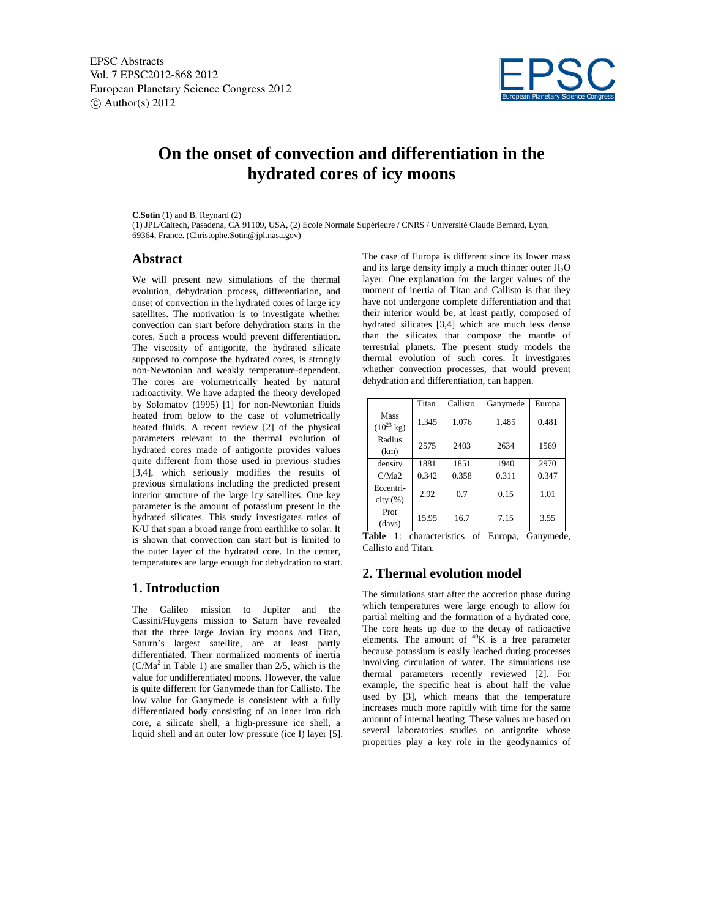# On the onset of convection and differentiation in the hydrated cores of icy moons

**C.Sotin** (1) and B. Reynard (2)

(1) JPL/Caltech, Pasadena, CA 91109, USA, (2) Ecole Normale Supérieure / CNRS / Université Claude Bernard, Lyon, 69364, France. (Christophe.Sotin@jpl.nasa.gov)

## Abstract

We will present new simulations of the thermal evolution, dehydration process, differentiation, and onset of convection in the hydrated cores of large icy satellites. The motivation is to investigate whether convection can start before dehydration starts in the cores. Such a process would prevent differentiation. The viscosity of antigorite, the hydrated silicate supposed to compose the hydrated cores, is strongly non-Newtonian and weakly temperature-dependent. The cores are volumetrically heated by natural radioactivity. We have adapted the theory developed by Solomatov (1995) [1] for non-Newtonian fluids heated from below to the case of volumetrically heated fluids. A recent review [2] of the physical parameters relevant to the thermal evolution of hydrated cores made of antigorite provides values quite different from those used in previous studies [3,4], which seriously modifies the results of previous simulations including the predicted present interior structure of the large icy satellites. One key parameter is the amount of potassium present in the hydrated silicates. This study investigates ratios of K/U that span a broad range from earthlike to solar. It is shown that convection can start but is limited to the outer layer of the hydrated core. In the center, temperatures are large enough for dehydration to start.

## 1. Introduction

The Galileo mission to Jupiter and the Cassini/Huygens mission to Saturn have revealed that the three large Jovian icy moons and Titan, Saturn's largest satellite, are at least partly differentiated. Their normalized moments of inertia ($C/Ma^2$ in Table 1) are smaller than 2/5, which is the value for undifferentiated moons. However, the value is quite different for Ganymede than for Callisto. The low value for Ganymede is consistent with a fully differentiated body consisting of an inner iron rich core, a silicate shell, a high-pressure ice shell, a liquid shell and an outer low pressure (ice I) layer [5]. The case of Europa is different since its lower mass and its large density imply a much thinner outer $H_2O$ layer. One explanation for the larger values of the moment of inertia of Titan and Callisto is that they have not undergone complete differentiation and that their interior would be, at least partly, composed of hydrated silicates [3,4] which are much less dense than the silicates that compose the mantle of terrestrial planets. The present study models the thermal evolution of such cores. It investigates whether convection processes, that would prevent dehydration and differentiation, can happen.

| | Titan | Callisto | Ganymede | Europa |
|---|---|---|---|---|
| Mass ($10^{23}$ kg) | 1.345 | 1.076 | 1.485 | 0.481 |
| Radius (km) | 2575 | 2403 | 2634 | 1569 |
| density | 1881 | 1851 | 1940 | 2970 |
| C/Ma2 | 0.342 | 0.358 | 0.311 | 0.347 |
| Eccentricity (%) | 2.92 | 0.7 | 0.15 | 1.01 |
| Prot (days) | 15.95 | 16.7 | 7.15 | 3.55 |

**Table 1**: characteristics of Europa, Ganymede, Callisto and Titan.

## 2. Thermal evolution model

The simulations start after the accretion phase during which temperatures were large enough to allow for partial melting and the formation of a hydrated core. The core heats up due to the decay of radioactive elements. The amount of $^{40}K$ is a free parameter because potassium is easily leached during processes involving circulation of water. The simulations use thermal parameters recently reviewed [2]. For example, the specific heat is about half the value used by [3], which means that the temperature increases much more rapidly with time for the same amount of internal heating. These values are based on several laboratories studies on antigorite whose properties play a key role in the geodynamics of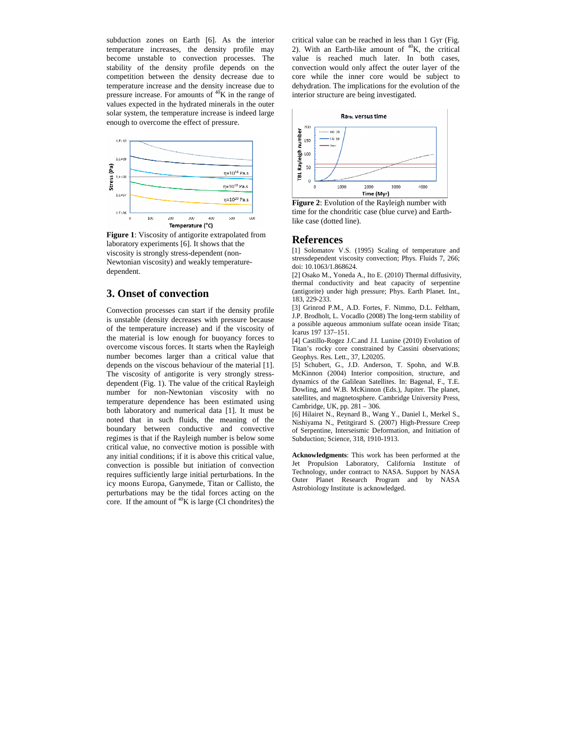subduction zones on Earth [6]. As the interior temperature increases, the density profile may become unstable to convection processes. The stability of the density profile depends on the competition between the density decrease due to temperature increase and the density increase due to pressure increase. For amounts of $^{40}$K in the range of values expected in the hydrated minerals in the outer solar system, the temperature increase is indeed large enough to overcome the effect of pressure.

1.E+10
1.E+09
1.E+08
1.E+07
1.E+06
Stress (Pa)
0 100 200 300 400 500 600
Temperature (°C)
η=10[16] Pa.s
η=10[18] Pa.s
η=10[20] Pa.s

**Figure 1**: Viscosity of antigorite extrapolated from laboratory experiments [6]. It shows that the viscosity is strongly stress-dependent (non-Newtonian viscosity) and weakly temperature-dependent.

## 3. Onset of convection

Convection processes can start if the density profile is unstable (density decreases with pressure because of the temperature increase) and if the viscosity of the material is low enough for buoyancy forces to overcome viscous forces. It starts when the Rayleigh number becomes larger than a critical value that depends on the viscous behaviour of the material [1]. The viscosity of antigorite is very strongly stress-dependent (Fig. 1). The value of the critical Rayleigh number for non-Newtonian viscosity with no temperature dependence has been estimated using both laboratory and numerical data [1]. It must be noted that in such fluids, the meaning of the boundary between conductive and convective regimes is that if the Rayleigh number is below some critical value, no convective motion is possible with any initial conditions; if it is above this critical value, convection is possible but initiation of convection requires sufficiently large initial perturbations. In the icy moons Europa, Ganymede, Titan or Callisto, the perturbations may be the tidal forces acting on the core. If the amount of $^{40}$K is large (CI chondrites) the critical value can be reached in less than 1 Gyr (Fig. 2). With an Earth-like amount of $^{40}$K, the critical value is reached much later. In both cases, convection would only affect the outer layer of the core while the inner core would be subject to dehydration. The implications for the evolution of the interior structure are being investigated.

Ra$_{TBL}$ versus time
TBL Rayleigh number
200
150
100
50
0
0 1000 2000 3000 4000
Time (Myr)

**Figure 2**: Evolution of the Rayleigh number with time for the chondritic case (blue curve) and Earth-like case (dotted line).

## References

[1] Solomatov V.S. (1995) Scaling of temperature and stressdependent viscosity convection; Phys. Fluids 7, 266; doi: 10.1063/1.868624.

[2] Osako M., Yoneda A., Ito E. (2010) Thermal diffusivity, thermal conductivity and heat capacity of serpentine (antigorite) under high pressure; Phys. Earth Planet. Int., 183, 229-233.

[3] Grinrod P.M., A.D. Fortes, F. Nimmo, D.L. Feltham, J.P. Brodholt, L. Vocadlo (2008) The long-term stability of a possible aqueous ammonium sulfate ocean inside Titan; Icarus 197 137–151.

[4] Castillo-Rogez J.C.and J.I. Lunine (2010) Evolution of Titan's rocky core constrained by Cassini observations; Geophys. Res. Lett., 37, L20205.

[5] Schubert, G., J.D. Anderson, T. Spohn, and W.B. McKinnon (2004) Interior composition, structure, and dynamics of the Galilean Satellites. In: Bagenal, F., T.E. Dowling, and W.B. McKinnon (Eds.), Jupiter. The planet, satellites, and magnetosphere. Cambridge University Press, Cambridge, UK, pp. 281 – 306.

[6] Hilairet N., Reynard B., Wang Y., Daniel I., Merkel S., Nishiyama N., Petitgirard S. (2007) High-Pressure Creep of Serpentine, Interseismic Deformation, and Initiation of Subduction; Science, 318, 1910-1913.

**Acknowledgments**: This work has been performed at the Jet Propulsion Laboratory, California Institute of Technology, under contract to NASA. Support by NASA Outer Planet Research Program and by NASA Astrobiology Institute is acknowledged.